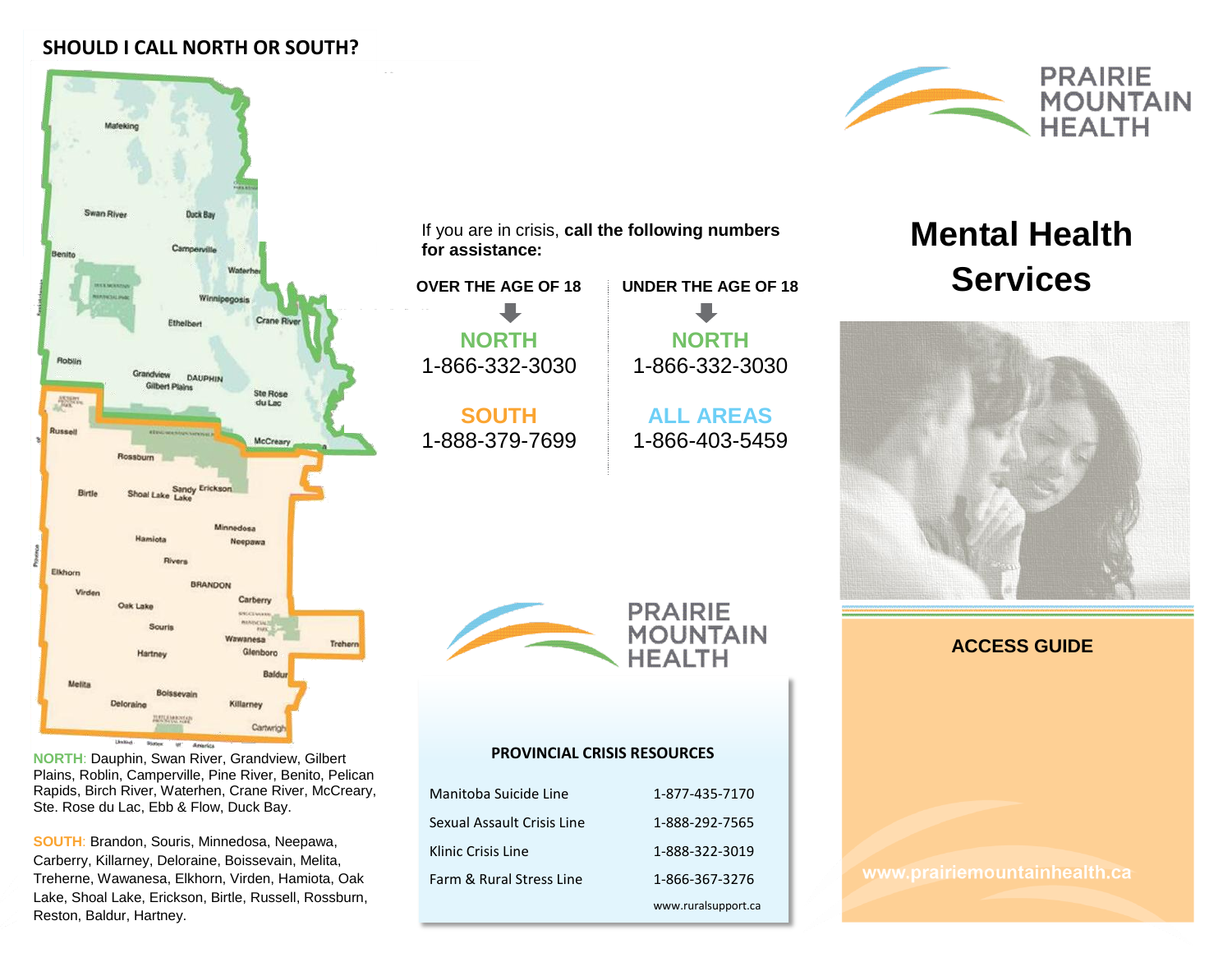## SHOULD I CALL NORTH OR SOUTH?

**NORTH**: Dauphin, Swan River, Grandview, Gilbert Plains, Roblin, Camperville, Pine River, Benito, Pelican Rapids, Birch River, Waterhen, Crane River, McCreary, Ste. Rose du Lac, Ebb & Flow, Duck Bay.

**SOUTH**: Brandon, Souris, Minnedosa, Neepawa, Carberry, Killarney, Deloraine, Boissevain, Melita, Treherne, Wawanesa, Elkhorn, Virden, Hamiota, Oak Lake, Shoal Lake, Erickson, Birtle, Russell, Rossburn, Reston, Baldur, Hartney.

If you are in crisis, **call the following numbers for assistance:**

| OVER THE AGE OF 18 | UNDER THE AGE OF 18 |
| --- | --- |
| **NORTH** 1-866-332-3030 | **NORTH** 1-866-332-3030 |
| **SOUTH** 1-888-379-7699 | **ALL AREAS** 1-866-403-5459 |

PRAIRIE MOUNTAIN HEALTH

### PROVINCIAL CRISIS RESOURCES

| | |
| --- | --- |
| Manitoba Suicide Line | 1-877-435-7170 |
| Sexual Assault Crisis Line | 1-888-292-7565 |
| Klinic Crisis Line | 1-888-322-3019 |
| Farm & Rural Stress Line | 1-866-367-3276 |
| | www.ruralsupport.ca |

PRAIRIE MOUNTAIN HEALTH

# Mental Health Services

## ACCESS GUIDE

www.prairiemountainhealth.ca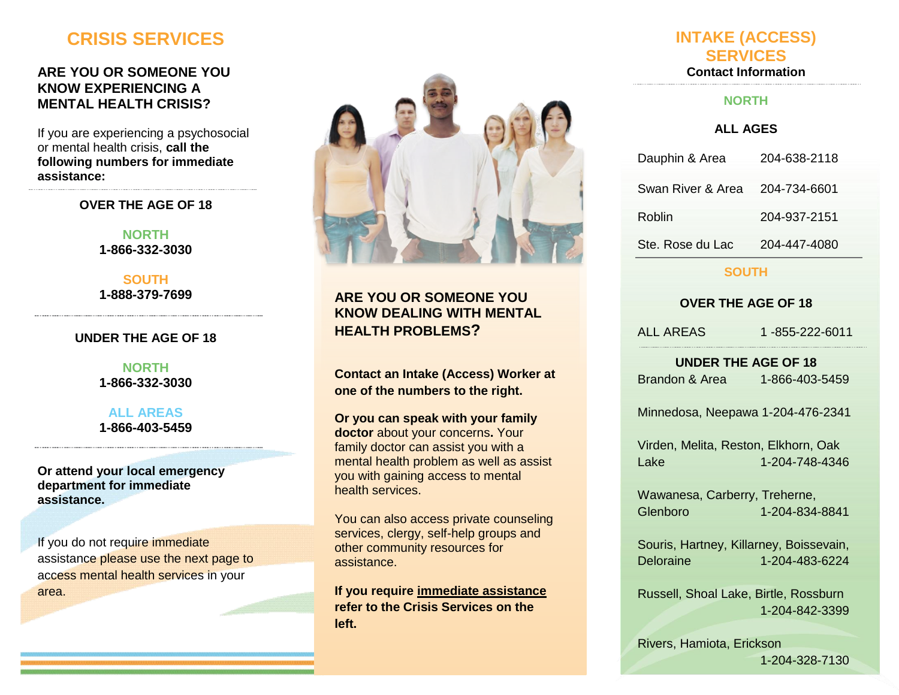# CRISIS SERVICES

**ARE YOU OR SOMEONE YOU KNOW EXPERIENCING A MENTAL HEALTH CRISIS?**

If you are experiencing a psychosocial or mental health crisis, **call the following numbers for immediate assistance:**

**OVER THE AGE OF 18**

NORTH
**1-866-332-3030**

SOUTH
**1-888-379-7699**

**UNDER THE AGE OF 18**

NORTH
**1-866-332-3030**

ALL AREAS
**1-866-403-5459**

**Or attend your local emergency department for immediate assistance.**

If you do not require immediate assistance please use the next page to access mental health services in your area.

**ARE YOU OR SOMEONE YOU KNOW DEALING WITH MENTAL HEALTH PROBLEMS?**

**Contact an Intake (Access) Worker at one of the numbers to the right.**

**Or you can speak with your family doctor** about your concerns**.** Your family doctor can assist you with a mental health problem as well as assist you with gaining access to mental health services.

You can also access private counseling services, clergy, self-help groups and other community resources for assistance.

**If you require immediate assistance refer to the Crisis Services on the left.**

# INTAKE (ACCESS) SERVICES

**Contact Information**

## NORTH

**ALL AGES**

| | |
|---|---|
| Dauphin & Area | 204-638-2118 |
| Swan River & Area | 204-734-6601 |
| Roblin | 204-937-2151 |
| Ste. Rose du Lac | 204-447-4080 |

## SOUTH

**OVER THE AGE OF 18**

| | |
|---|---|
| ALL AREAS | 1 -855-222-6011 |

**UNDER THE AGE OF 18**

| | |
|---|---|
| Brandon & Area | 1-866-403-5459 |
| Minnedosa, Neepawa | 1-204-476-2341 |
| Virden, Melita, Reston, Elkhorn, Oak Lake | 1-204-748-4346 |
| Wawanesa, Carberry, Treherne, Glenboro | 1-204-834-8841 |
| Souris, Hartney, Killarney, Boissevain, Deloraine | 1-204-483-6224 |
| Russell, Shoal Lake, Birtle, Rossburn | 1-204-842-3399 |
| Rivers, Hamiota, Erickson | 1-204-328-7130 |